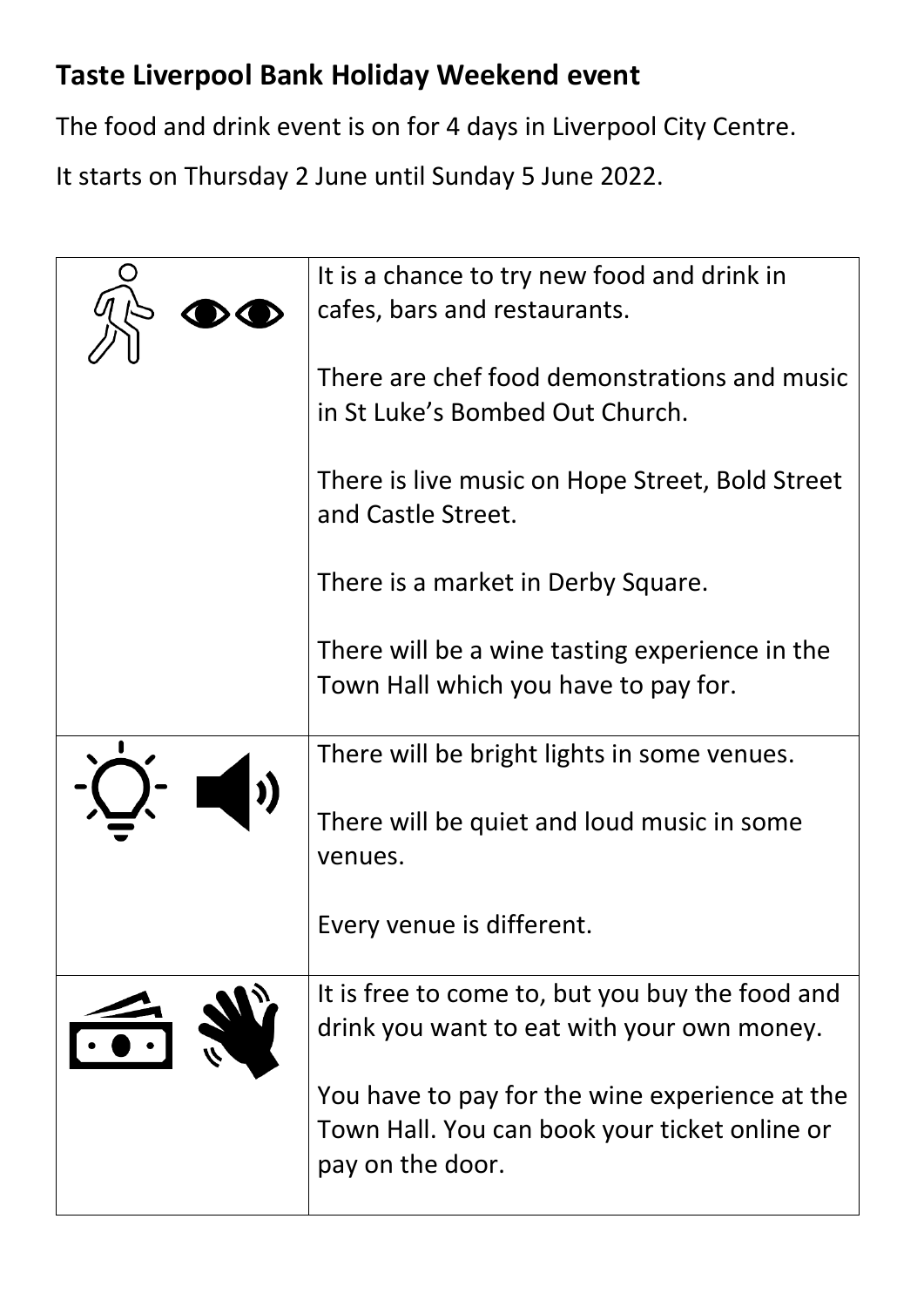## Taste Liverpool Bank Holiday Weekend event

The food and drink event is on for 4 days in Liverpool City Centre.

It starts on Thursday 2 June until Sunday 5 June 2022.

| | |
|---|---|
| | It is a chance to try new food and drink in cafes, bars and restaurants.<br><br>There are chef food demonstrations and music in St Luke's Bombed Out Church.<br><br>There is live music on Hope Street, Bold Street and Castle Street.<br><br>There is a market in Derby Square.<br><br>There will be a wine tasting experience in the Town Hall which you have to pay for. |
| | There will be bright lights in some venues.<br><br>There will be quiet and loud music in some venues.<br><br>Every venue is different. |
| | It is free to come to, but you buy the food and drink you want to eat with your own money.<br><br>You have to pay for the wine experience at the Town Hall. You can book your ticket online or pay on the door. |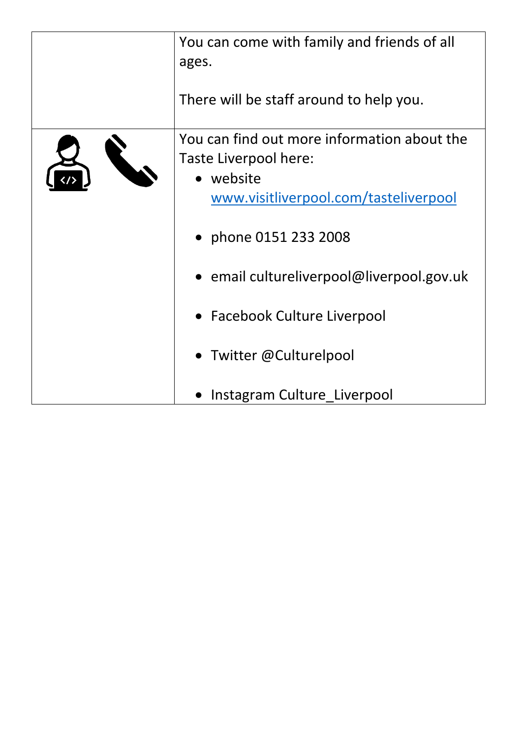| | |
|---|---|
| | You can come with family and friends of all ages.<br><br>There will be staff around to help you. |
| | You can find out more information about the Taste Liverpool here:<br>• website [www.visitliverpool.com/tasteliverpool](http://www.visitliverpool.com/tasteliverpool)<br><br>• phone 0151 233 2008<br><br>• email cultureliverpool@liverpool.gov.uk<br><br>• Facebook Culture Liverpool<br><br>• Twitter @Culturelpool<br><br>• Instagram Culture_Liverpool |